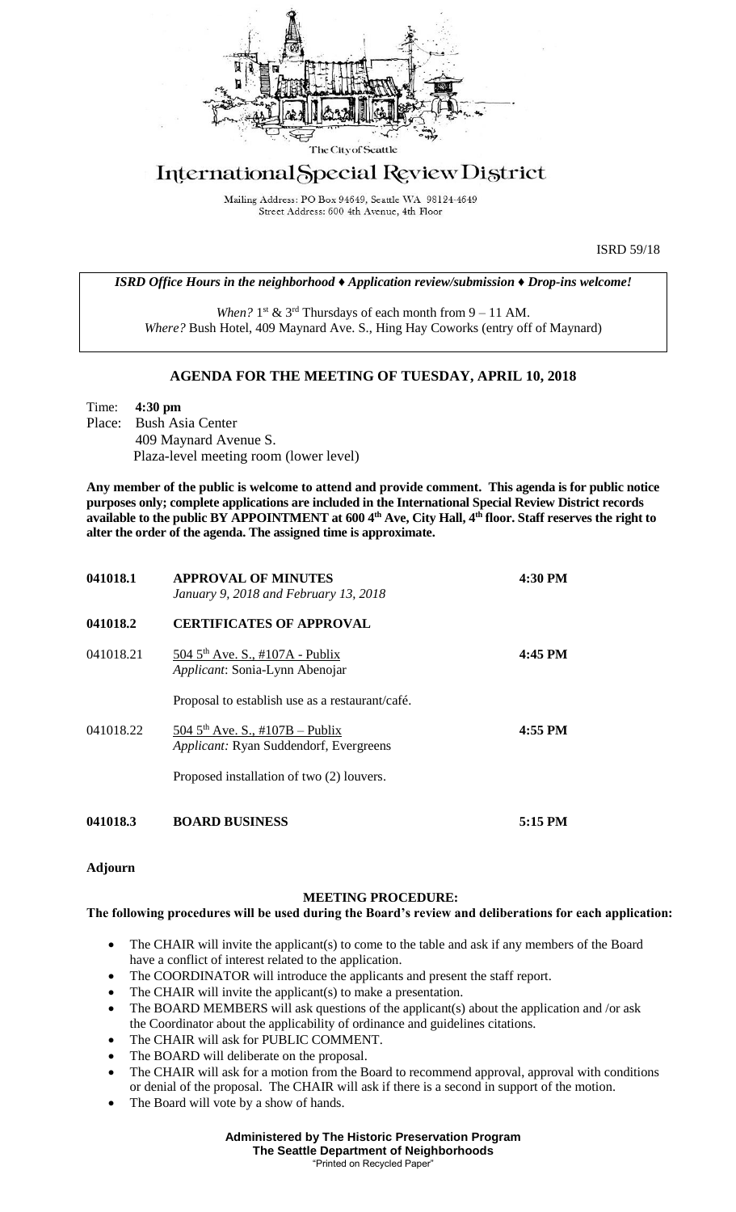The City of Seattle

# International Special Review District

Mailing Address: PO Box 94649, Seattle WA 98124-4649
Street Address: 600 4th Avenue, 4th Floor

ISRD 59/18

***ISRD Office Hours in the neighborhood ♦ Application review/submission ♦ Drop-ins welcome!***

*When?* 1st & 3rd Thursdays of each month from 9 – 11 AM.
*Where?* Bush Hotel, 409 Maynard Ave. S., Hing Hay Coworks (entry off of Maynard)

## AGENDA FOR THE MEETING OF TUESDAY, APRIL 10, 2018

Time: **4:30 pm**
Place: Bush Asia Center
409 Maynard Avenue S.
Plaza-level meeting room (lower level)

**Any member of the public is welcome to attend and provide comment. This agenda is for public notice purposes only; complete applications are included in the International Special Review District records available to the public BY APPOINTMENT at 600 4th Ave, City Hall, 4th floor. Staff reserves the right to alter the order of the agenda. The assigned time is approximate.**

| | | |
|---|---|---|
| **041018.1** | **APPROVAL OF MINUTES**<br>*January 9, 2018 and February 13, 2018* | **4:30 PM** |
| **041018.2** | **CERTIFICATES OF APPROVAL** | |
| 041018.21 | 504 5th Ave. S., #107A - Publix<br>*Applicant*: Sonia-Lynn Abenojar<br><br>Proposal to establish use as a restaurant/café. | **4:45 PM** |
| 041018.22 | 504 5th Ave. S., #107B – Publix<br>*Applicant:* Ryan Suddendorf, Evergreens<br><br>Proposed installation of two (2) louvers. | **4:55 PM** |
| **041018.3** | **BOARD BUSINESS** | **5:15 PM** |

**Adjourn**

### MEETING PROCEDURE:

**The following procedures will be used during the Board's review and deliberations for each application:**

- The CHAIR will invite the applicant(s) to come to the table and ask if any members of the Board have a conflict of interest related to the application.
- The COORDINATOR will introduce the applicants and present the staff report.
- The CHAIR will invite the applicant(s) to make a presentation.
- The BOARD MEMBERS will ask questions of the applicant(s) about the application and /or ask the Coordinator about the applicability of ordinance and guidelines citations.
- The CHAIR will ask for PUBLIC COMMENT.
- The BOARD will deliberate on the proposal.
- The CHAIR will ask for a motion from the Board to recommend approval, approval with conditions or denial of the proposal. The CHAIR will ask if there is a second in support of the motion.
- The Board will vote by a show of hands.

**Administered by The Historic Preservation Program**
**The Seattle Department of Neighborhoods**
"Printed on Recycled Paper"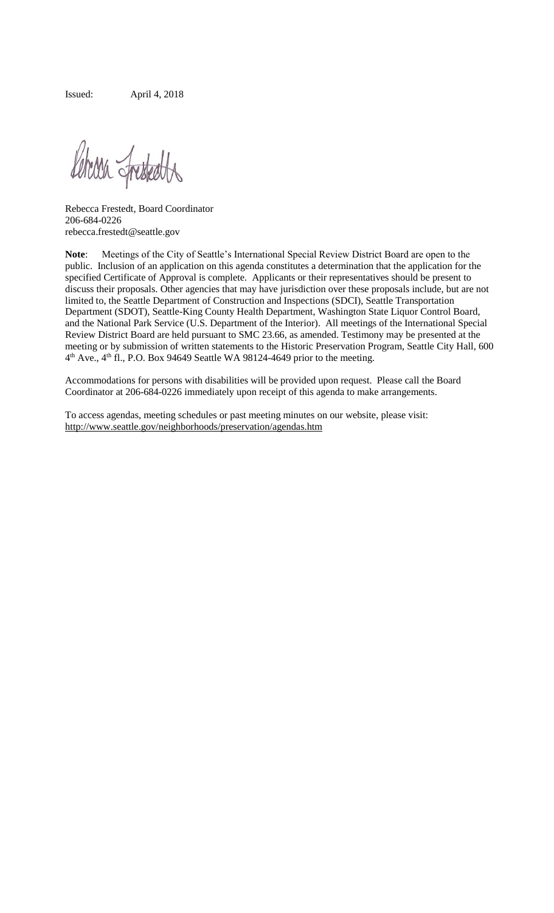Issued: April 4, 2018

Rebecca Frestedt, Board Coordinator
206-684-0226
rebecca.frestedt@seattle.gov

**Note**: Meetings of the City of Seattle's International Special Review District Board are open to the public. Inclusion of an application on this agenda constitutes a determination that the application for the specified Certificate of Approval is complete. Applicants or their representatives should be present to discuss their proposals. Other agencies that may have jurisdiction over these proposals include, but are not limited to, the Seattle Department of Construction and Inspections (SDCI), Seattle Transportation Department (SDOT), Seattle-King County Health Department, Washington State Liquor Control Board, and the National Park Service (U.S. Department of the Interior). All meetings of the International Special Review District Board are held pursuant to SMC 23.66, as amended. Testimony may be presented at the meeting or by submission of written statements to the Historic Preservation Program, Seattle City Hall, 600 4th Ave., 4th fl., P.O. Box 94649 Seattle WA 98124-4649 prior to the meeting.

Accommodations for persons with disabilities will be provided upon request. Please call the Board Coordinator at 206-684-0226 immediately upon receipt of this agenda to make arrangements.

To access agendas, meeting schedules or past meeting minutes on our website, please visit: http://www.seattle.gov/neighborhoods/preservation/agendas.htm